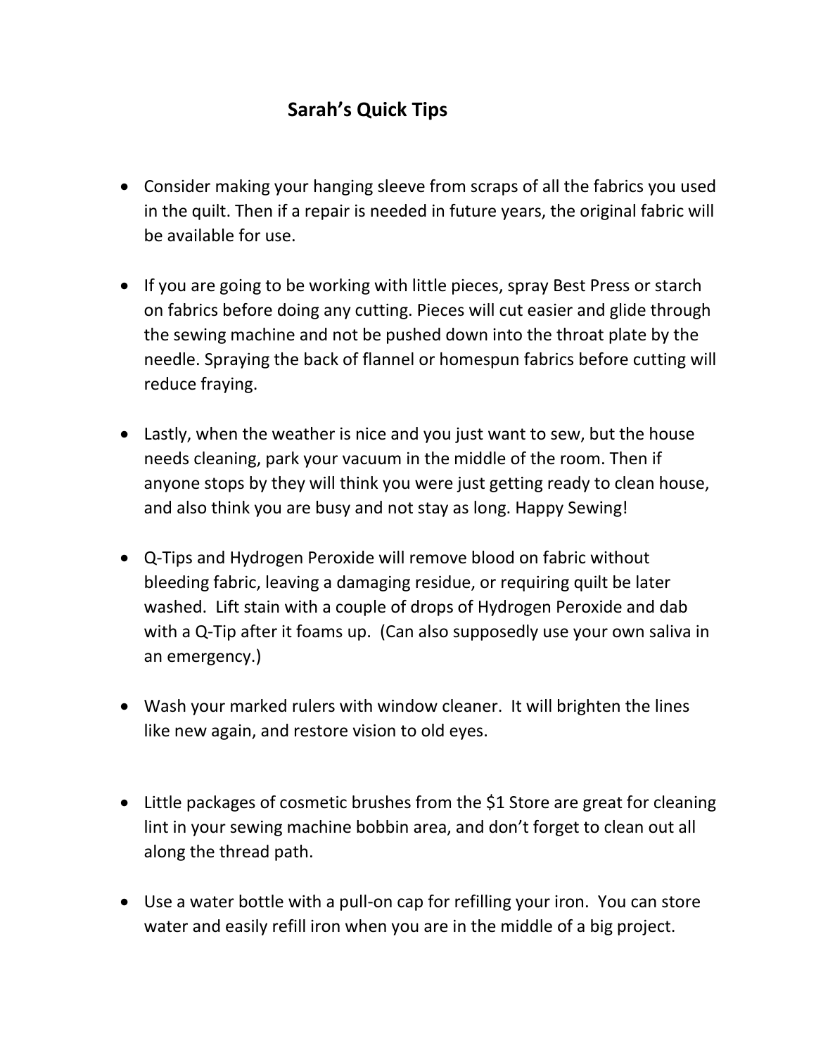# Sarah's Quick Tips

- Consider making your hanging sleeve from scraps of all the fabrics you used in the quilt. Then if a repair is needed in future years, the original fabric will be available for use.

- If you are going to be working with little pieces, spray Best Press or starch on fabrics before doing any cutting. Pieces will cut easier and glide through the sewing machine and not be pushed down into the throat plate by the needle. Spraying the back of flannel or homespun fabrics before cutting will reduce fraying.

- Lastly, when the weather is nice and you just want to sew, but the house needs cleaning, park your vacuum in the middle of the room. Then if anyone stops by they will think you were just getting ready to clean house, and also think you are busy and not stay as long. Happy Sewing!

- Q-Tips and Hydrogen Peroxide will remove blood on fabric without bleeding fabric, leaving a damaging residue, or requiring quilt be later washed. Lift stain with a couple of drops of Hydrogen Peroxide and dab with a Q-Tip after it foams up. (Can also supposedly use your own saliva in an emergency.)

- Wash your marked rulers with window cleaner. It will brighten the lines like new again, and restore vision to old eyes.

- Little packages of cosmetic brushes from the $1 Store are great for cleaning lint in your sewing machine bobbin area, and don't forget to clean out all along the thread path.

- Use a water bottle with a pull-on cap for refilling your iron. You can store water and easily refill iron when you are in the middle of a big project.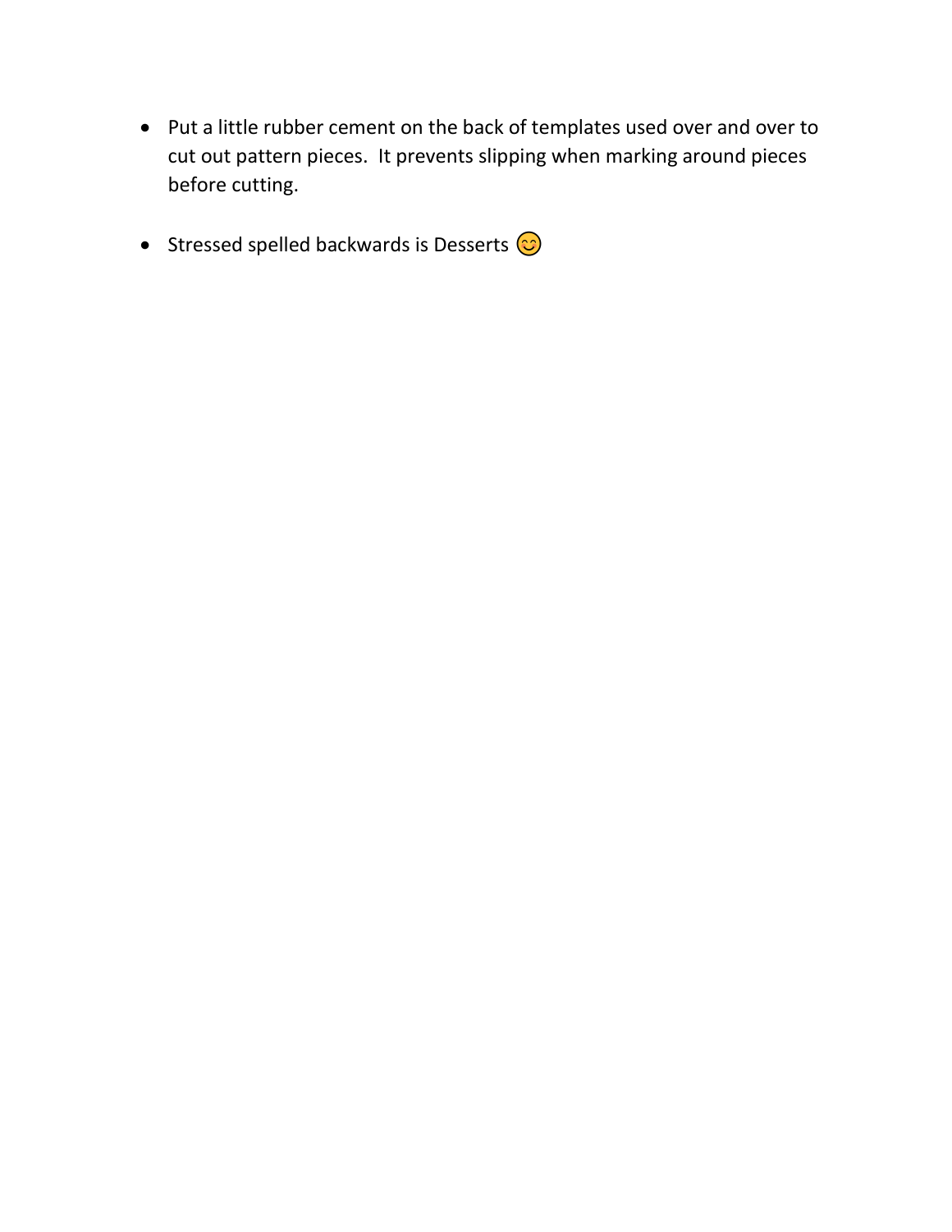- Put a little rubber cement on the back of templates used over and over to cut out pattern pieces.  It prevents slipping when marking around pieces before cutting.

- Stressed spelled backwards is Desserts 😊